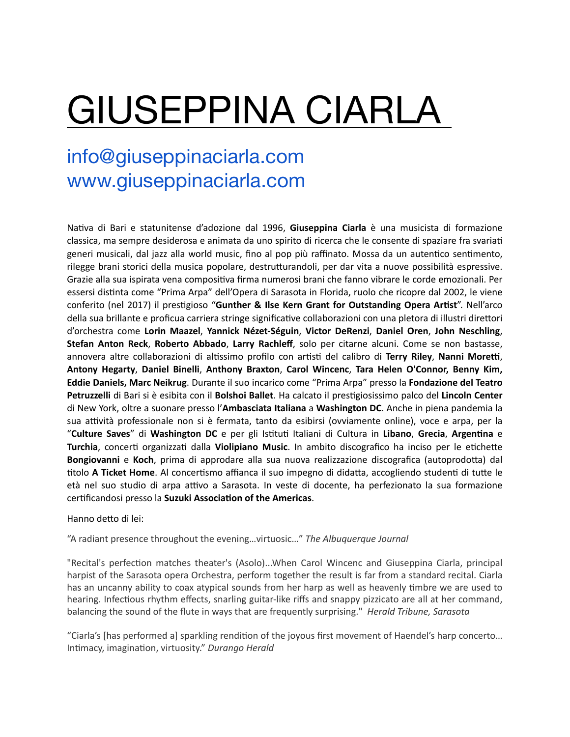# GIUSEPPINA CIARLA

info@giuseppinaciarla.com
www.giuseppinaciarla.com

Nativa di Bari e statunitense d'adozione dal 1996, **Giuseppina Ciarla** è una musicista di formazione classica, ma sempre desiderosa e animata da uno spirito di ricerca che le consente di spaziare fra svariati generi musicali, dal jazz alla world music, fino al pop più raffinato. Mossa da un autentico sentimento, rilegge brani storici della musica popolare, destrutturandoli, per dar vita a nuove possibilità espressive. Grazie alla sua ispirata vena compositiva firma numerosi brani che fanno vibrare le corde emozionali. Per essersi distinta come "Prima Arpa" dell'Opera di Sarasota in Florida, ruolo che ricopre dal 2002, le viene conferito (nel 2017) il prestigioso "**Gunther & Ilse Kern Grant for Outstanding Opera Artist**". Nell'arco della sua brillante e proficua carriera stringe significative collaborazioni con una pletora di illustri direttori d'orchestra come **Lorin Maazel**, **Yannick Nézet-Séguin**, **Victor DeRenzi**, **Daniel Oren**, **John Neschling**, **Stefan Anton Reck**, **Roberto Abbado**, **Larry Rachleff**, solo per citarne alcuni. Come se non bastasse, annovera altre collaborazioni di altissimo profilo con artisti del calibro di **Terry Riley**, **Nanni Moretti**, **Antony Hegarty**, **Daniel Binelli**, **Anthony Braxton**, **Carol Wincenc**, **Tara Helen O'Connor, Benny Kim, Eddie Daniels, Marc Neikrug**. Durante il suo incarico come "Prima Arpa" presso la **Fondazione del Teatro Petruzzelli** di Bari si è esibita con il **Bolshoi Ballet**. Ha calcato il prestigiosissimo palco del **Lincoln Center** di New York, oltre a suonare presso l'**Ambasciata Italiana** a **Washington DC**. Anche in piena pandemia la sua attività professionale non si è fermata, tanto da esibirsi (ovviamente online), voce e arpa, per la "**Culture Saves**" di **Washington DC** e per gli Istituti Italiani di Cultura in **Libano**, **Grecia**, **Argentina** e **Turchia**, concerti organizzati dalla **Violipiano Music**. In ambito discografico ha inciso per le etichette **Bongiovanni** e **Koch**, prima di approdare alla sua nuova realizzazione discografica (autoprodotta) dal titolo **A Ticket Home**. Al concertismo affianca il suo impegno di didatta, accogliendo studenti di tutte le età nel suo studio di arpa attivo a Sarasota. In veste di docente, ha perfezionato la sua formazione certificandosi presso la **Suzuki Association of the Americas**.

Hanno detto di lei:

"A radiant presence throughout the evening…virtuosic…" *The Albuquerque Journal*

"Recital's perfection matches theater's (Asolo)...When Carol Wincenc and Giuseppina Ciarla, principal harpist of the Sarasota opera Orchestra, perform together the result is far from a standard recital. Ciarla has an uncanny ability to coax atypical sounds from her harp as well as heavenly timbre we are used to hearing. Infectious rhythm effects, snarling guitar-like riffs and snappy pizzicato are all at her command, balancing the sound of the flute in ways that are frequently surprising." *Herald Tribune, Sarasota*

"Ciarla's [has performed a] sparkling rendition of the joyous first movement of Haendel's harp concerto… Intimacy, imagination, virtuosity." *Durango Herald*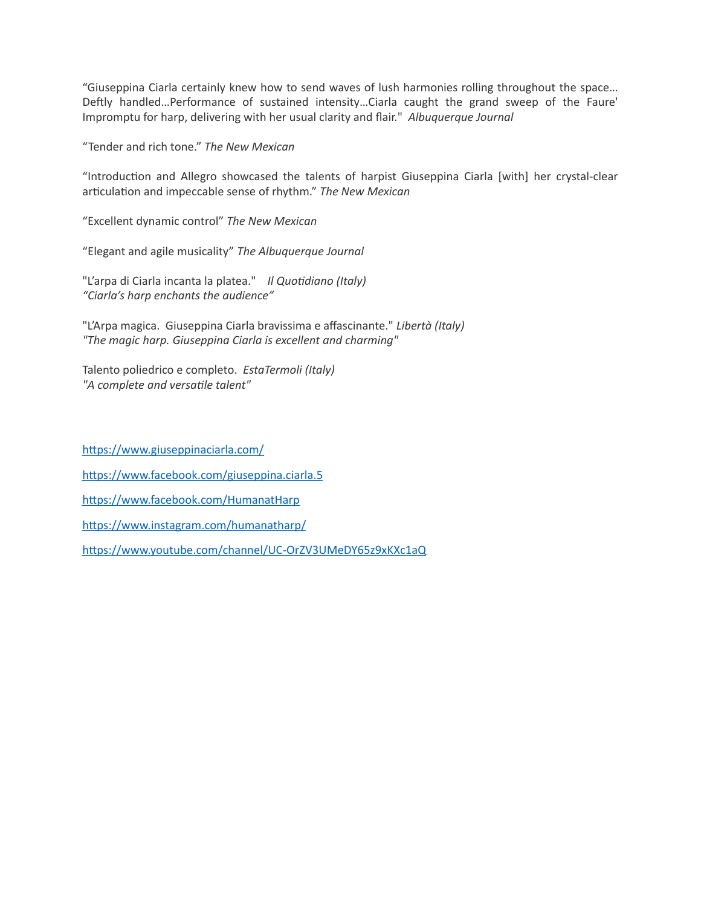"Giuseppina Ciarla certainly knew how to send waves of lush harmonies rolling throughout the space… Deftly handled…Performance of sustained intensity…Ciarla caught the grand sweep of the Faure' Impromptu for harp, delivering with her usual clarity and flair." *Albuquerque Journal*

"Tender and rich tone." *The New Mexican*

"Introduction and Allegro showcased the talents of harpist Giuseppina Ciarla [with] her crystal-clear articulation and impeccable sense of rhythm." *The New Mexican*

"Excellent dynamic control" *The New Mexican*

"Elegant and agile musicality" *The Albuquerque Journal*

"L'arpa di Ciarla incanta la platea." *Il Quotidiano (Italy)*
*"Ciarla's harp enchants the audience"*

"L'Arpa magica. Giuseppina Ciarla bravissima e affascinante." *Libertà (Italy)*
*"The magic harp. Giuseppina Ciarla is excellent and charming"*

Talento poliedrico e completo. *EstaTermoli (Italy)*
*"A complete and versatile talent"*

https://www.giuseppinaciarla.com/

https://www.facebook.com/giuseppina.ciarla.5

https://www.facebook.com/HumanatHarp

https://www.instagram.com/humanatharp/

https://www.youtube.com/channel/UC-OrZV3UMeDY65z9xKXc1aQ